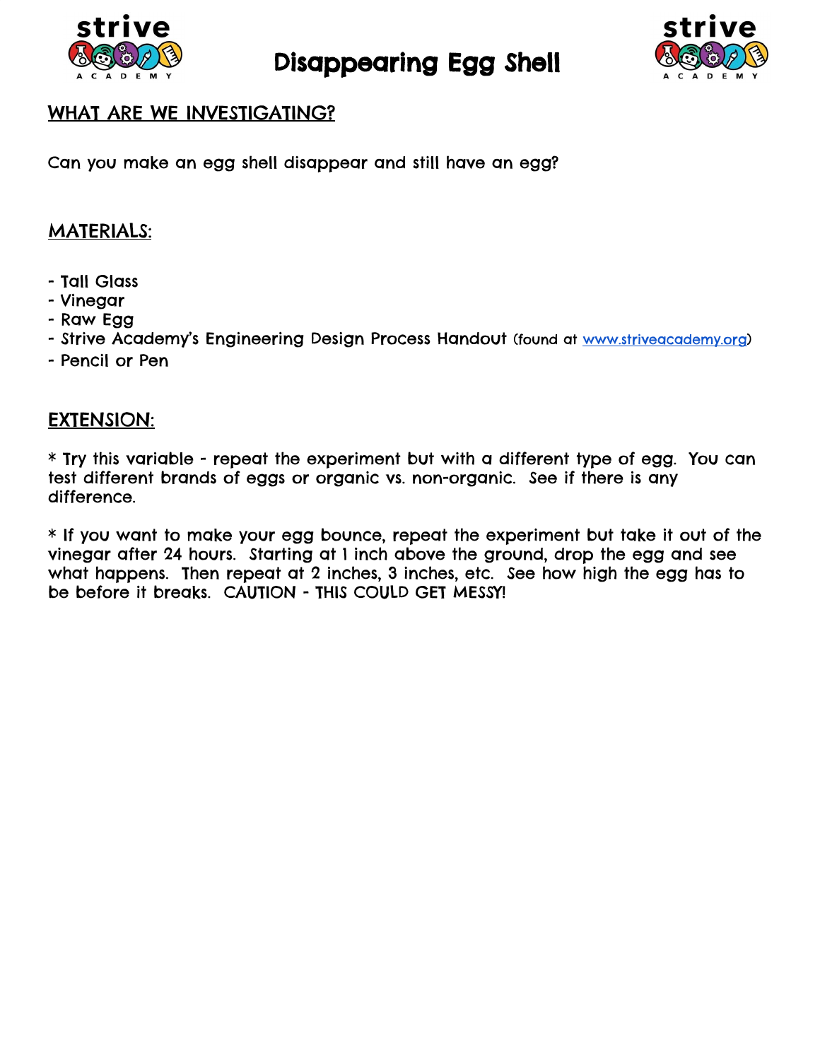# Disappearing Egg Shell

## WHAT ARE WE INVESTIGATING?

Can you make an egg shell disappear and still have an egg?

## MATERIALS:

- Tall Glass
- Vinegar
- Raw Egg
- Strive Academy's Engineering Design Process Handout (found at www.striveacademy.org)
- Pencil or Pen

## EXTENSION:

* Try this variable - repeat the experiment but with a different type of egg. You can test different brands of eggs or organic vs. non-organic. See if there is any difference.

* If you want to make your egg bounce, repeat the experiment but take it out of the vinegar after 24 hours. Starting at 1 inch above the ground, drop the egg and see what happens. Then repeat at 2 inches, 3 inches, etc. See how high the egg has to be before it breaks. CAUTION - THIS COULD GET MESSY!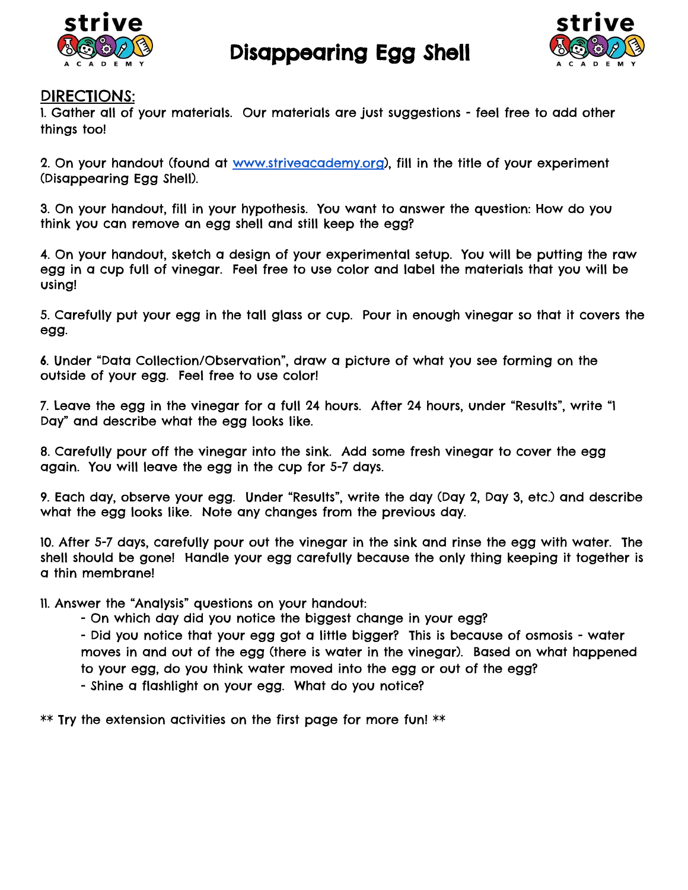# Disappearing Egg Shell

## DIRECTIONS:

1. Gather all of your materials. Our materials are just suggestions - feel free to add other things too!

2. On your handout (found at www.striveacademy.org), fill in the title of your experiment (Disappearing Egg Shell).

3. On your handout, fill in your hypothesis. You want to answer the question: How do you think you can remove an egg shell and still keep the egg?

4. On your handout, sketch a design of your experimental setup. You will be putting the raw egg in a cup full of vinegar. Feel free to use color and label the materials that you will be using!

5. Carefully put your egg in the tall glass or cup. Pour in enough vinegar so that it covers the egg.

6. Under "Data Collection/Observation", draw a picture of what you see forming on the outside of your egg. Feel free to use color!

7. Leave the egg in the vinegar for a full 24 hours. After 24 hours, under "Results", write "1 Day" and describe what the egg looks like.

8. Carefully pour off the vinegar into the sink. Add some fresh vinegar to cover the egg again. You will leave the egg in the cup for 5-7 days.

9. Each day, observe your egg. Under "Results", write the day (Day 2, Day 3, etc.) and describe what the egg looks like. Note any changes from the previous day.

10. After 5-7 days, carefully pour out the vinegar in the sink and rinse the egg with water. The shell should be gone! Handle your egg carefully because the only thing keeping it together is a thin membrane!

11. Answer the "Analysis" questions on your handout:
    - On which day did you notice the biggest change in your egg?
    - Did you notice that your egg got a little bigger? This is because of osmosis - water moves in and out of the egg (there is water in the vinegar). Based on what happened to your egg, do you think water moved into the egg or out of the egg?
    - Shine a flashlight on your egg. What do you notice?

** Try the extension activities on the first page for more fun! **